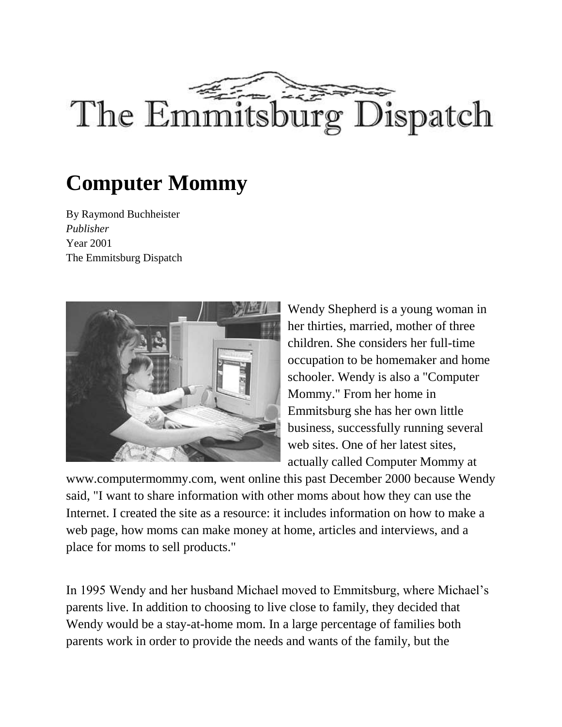# The Emmitsburg Dispatch

## Computer Mommy

By Raymond Buchheister
*Publisher*
Year 2001
The Emmitsburg Dispatch

Wendy Shepherd is a young woman in her thirties, married, mother of three children. She considers her full-time occupation to be homemaker and home schooler. Wendy is also a "Computer Mommy." From her home in Emmitsburg she has her own little business, successfully running several web sites. One of her latest sites, actually called Computer Mommy at www.computermommy.com, went online this past December 2000 because Wendy said, "I want to share information with other moms about how they can use the Internet. I created the site as a resource: it includes information on how to make a web page, how moms can make money at home, articles and interviews, and a place for moms to sell products."

In 1995 Wendy and her husband Michael moved to Emmitsburg, where Michael's parents live. In addition to choosing to live close to family, they decided that Wendy would be a stay-at-home mom. In a large percentage of families both parents work in order to provide the needs and wants of the family, but the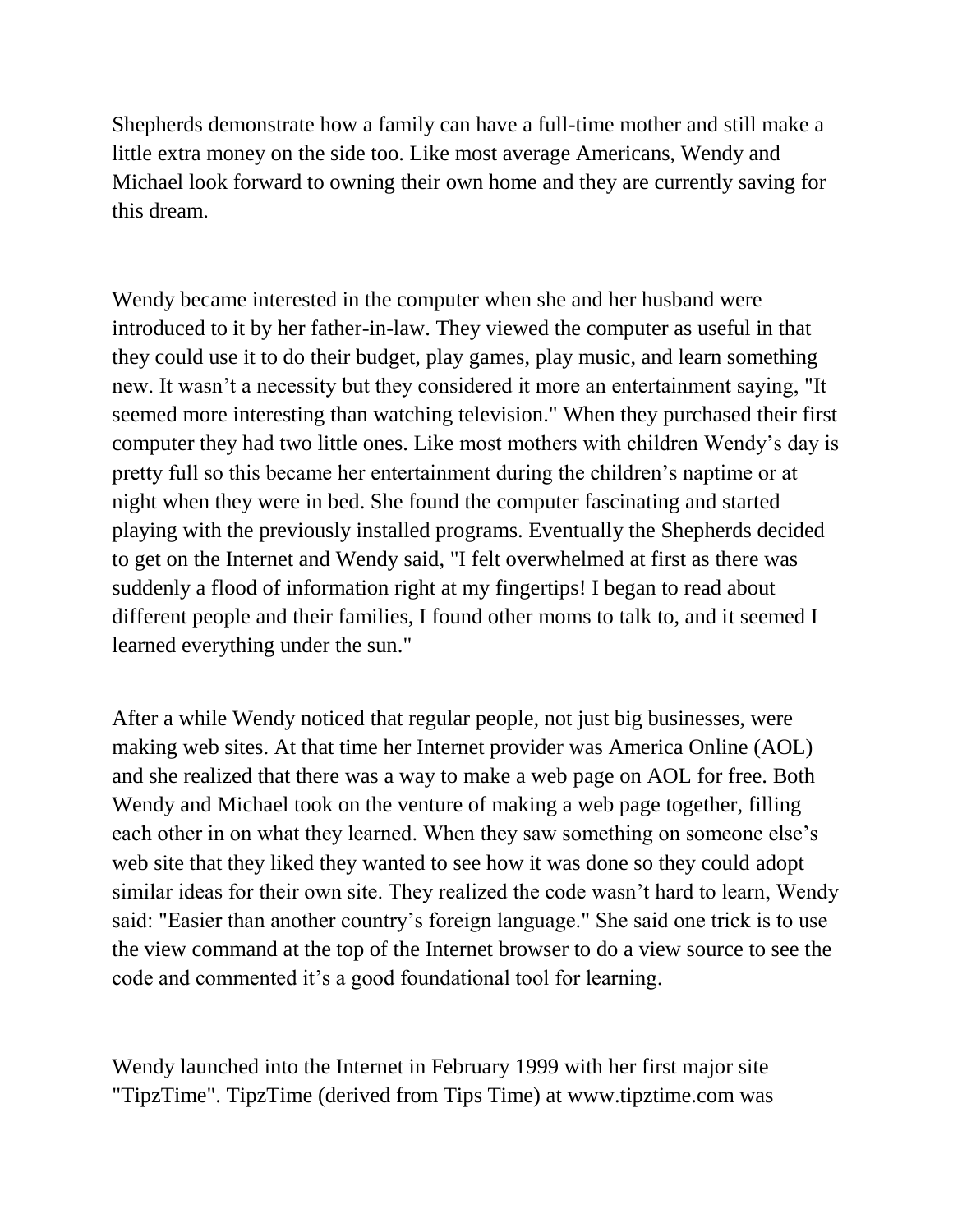Shepherds demonstrate how a family can have a full-time mother and still make a little extra money on the side too. Like most average Americans, Wendy and Michael look forward to owning their own home and they are currently saving for this dream.

Wendy became interested in the computer when she and her husband were introduced to it by her father-in-law. They viewed the computer as useful in that they could use it to do their budget, play games, play music, and learn something new. It wasn't a necessity but they considered it more an entertainment saying, "It seemed more interesting than watching television." When they purchased their first computer they had two little ones. Like most mothers with children Wendy's day is pretty full so this became her entertainment during the children's naptime or at night when they were in bed. She found the computer fascinating and started playing with the previously installed programs. Eventually the Shepherds decided to get on the Internet and Wendy said, "I felt overwhelmed at first as there was suddenly a flood of information right at my fingertips! I began to read about different people and their families, I found other moms to talk to, and it seemed I learned everything under the sun."

After a while Wendy noticed that regular people, not just big businesses, were making web sites. At that time her Internet provider was America Online (AOL) and she realized that there was a way to make a web page on AOL for free. Both Wendy and Michael took on the venture of making a web page together, filling each other in on what they learned. When they saw something on someone else's web site that they liked they wanted to see how it was done so they could adopt similar ideas for their own site. They realized the code wasn't hard to learn, Wendy said: "Easier than another country's foreign language." She said one trick is to use the view command at the top of the Internet browser to do a view source to see the code and commented it's a good foundational tool for learning.

Wendy launched into the Internet in February 1999 with her first major site "TipzTime". TipzTime (derived from Tips Time) at www.tipztime.com was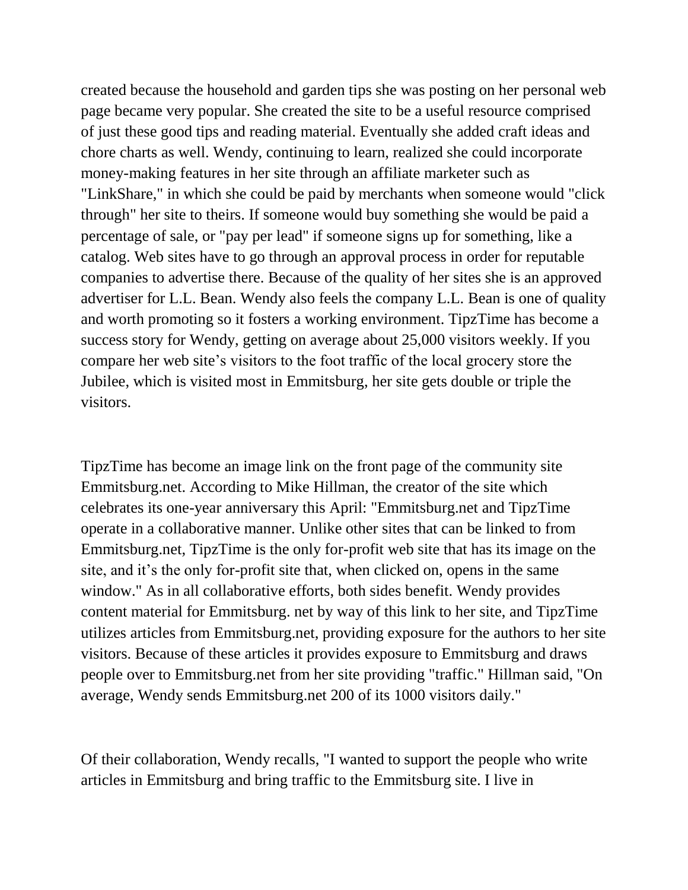created because the household and garden tips she was posting on her personal web page became very popular. She created the site to be a useful resource comprised of just these good tips and reading material. Eventually she added craft ideas and chore charts as well. Wendy, continuing to learn, realized she could incorporate money-making features in her site through an affiliate marketer such as "LinkShare," in which she could be paid by merchants when someone would "click through" her site to theirs. If someone would buy something she would be paid a percentage of sale, or "pay per lead" if someone signs up for something, like a catalog. Web sites have to go through an approval process in order for reputable companies to advertise there. Because of the quality of her sites she is an approved advertiser for L.L. Bean. Wendy also feels the company L.L. Bean is one of quality and worth promoting so it fosters a working environment. TipzTime has become a success story for Wendy, getting on average about 25,000 visitors weekly. If you compare her web site's visitors to the foot traffic of the local grocery store the Jubilee, which is visited most in Emmitsburg, her site gets double or triple the visitors.

TipzTime has become an image link on the front page of the community site Emmitsburg.net. According to Mike Hillman, the creator of the site which celebrates its one-year anniversary this April: "Emmitsburg.net and TipzTime operate in a collaborative manner. Unlike other sites that can be linked to from Emmitsburg.net, TipzTime is the only for-profit web site that has its image on the site, and it's the only for-profit site that, when clicked on, opens in the same window." As in all collaborative efforts, both sides benefit. Wendy provides content material for Emmitsburg. net by way of this link to her site, and TipzTime utilizes articles from Emmitsburg.net, providing exposure for the authors to her site visitors. Because of these articles it provides exposure to Emmitsburg and draws people over to Emmitsburg.net from her site providing "traffic." Hillman said, "On average, Wendy sends Emmitsburg.net 200 of its 1000 visitors daily."

Of their collaboration, Wendy recalls, "I wanted to support the people who write articles in Emmitsburg and bring traffic to the Emmitsburg site. I live in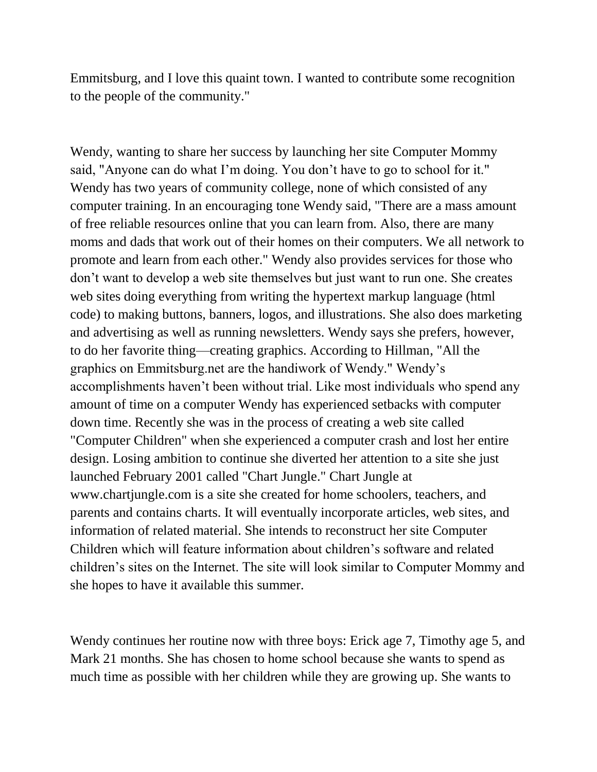Emmitsburg, and I love this quaint town. I wanted to contribute some recognition to the people of the community."

Wendy, wanting to share her success by launching her site Computer Mommy said, "Anyone can do what I'm doing. You don't have to go to school for it." Wendy has two years of community college, none of which consisted of any computer training. In an encouraging tone Wendy said, "There are a mass amount of free reliable resources online that you can learn from. Also, there are many moms and dads that work out of their homes on their computers. We all network to promote and learn from each other." Wendy also provides services for those who don't want to develop a web site themselves but just want to run one. She creates web sites doing everything from writing the hypertext markup language (html code) to making buttons, banners, logos, and illustrations. She also does marketing and advertising as well as running newsletters. Wendy says she prefers, however, to do her favorite thing—creating graphics. According to Hillman, "All the graphics on Emmitsburg.net are the handiwork of Wendy." Wendy's accomplishments haven't been without trial. Like most individuals who spend any amount of time on a computer Wendy has experienced setbacks with computer down time. Recently she was in the process of creating a web site called "Computer Children" when she experienced a computer crash and lost her entire design. Losing ambition to continue she diverted her attention to a site she just launched February 2001 called "Chart Jungle." Chart Jungle at www.chartjungle.com is a site she created for home schoolers, teachers, and parents and contains charts. It will eventually incorporate articles, web sites, and information of related material. She intends to reconstruct her site Computer Children which will feature information about children's software and related children's sites on the Internet. The site will look similar to Computer Mommy and she hopes to have it available this summer.

Wendy continues her routine now with three boys: Erick age 7, Timothy age 5, and Mark 21 months. She has chosen to home school because she wants to spend as much time as possible with her children while they are growing up. She wants to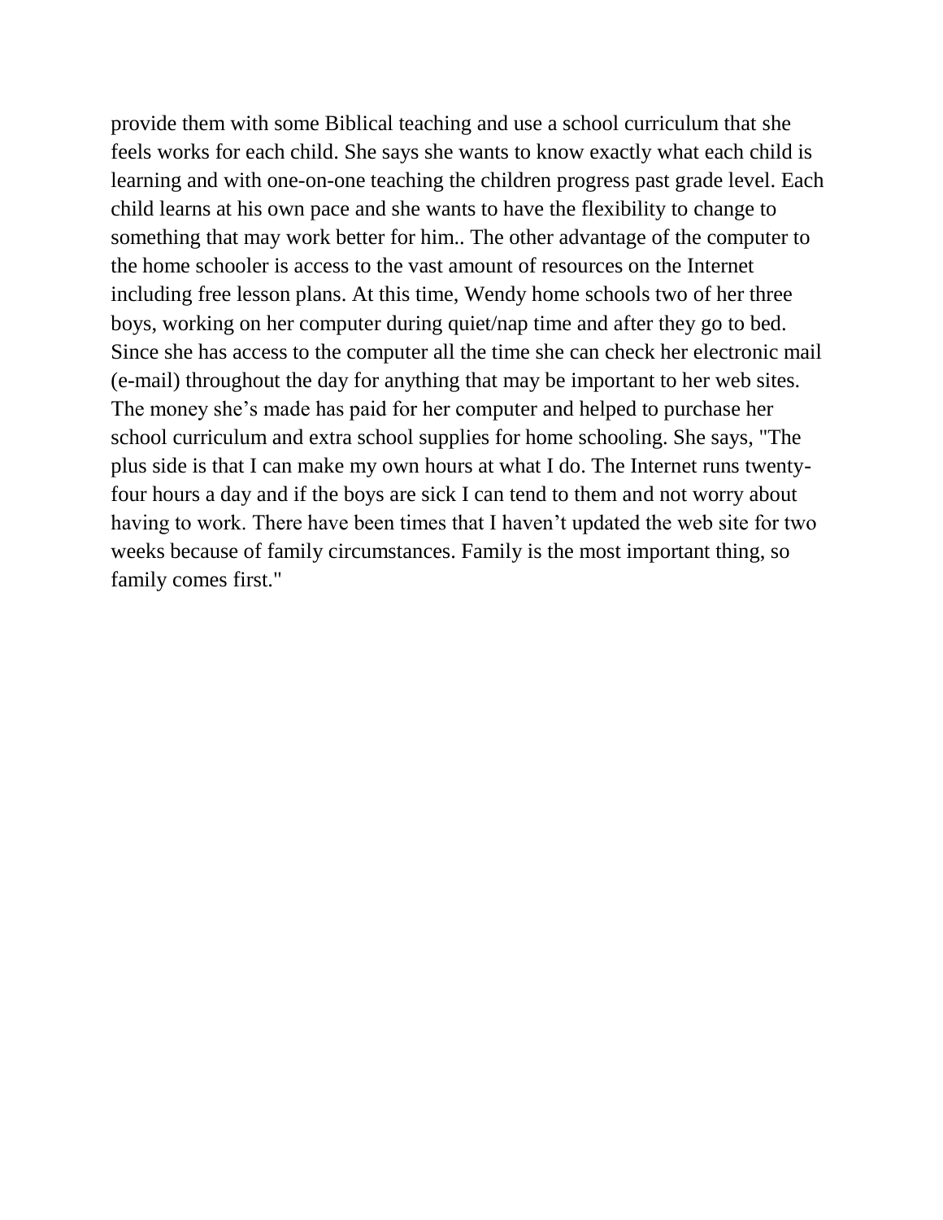provide them with some Biblical teaching and use a school curriculum that she feels works for each child. She says she wants to know exactly what each child is learning and with one-on-one teaching the children progress past grade level. Each child learns at his own pace and she wants to have the flexibility to change to something that may work better for him.. The other advantage of the computer to the home schooler is access to the vast amount of resources on the Internet including free lesson plans. At this time, Wendy home schools two of her three boys, working on her computer during quiet/nap time and after they go to bed. Since she has access to the computer all the time she can check her electronic mail (e-mail) throughout the day for anything that may be important to her web sites. The money she's made has paid for her computer and helped to purchase her school curriculum and extra school supplies for home schooling. She says, "The plus side is that I can make my own hours at what I do. The Internet runs twenty-four hours a day and if the boys are sick I can tend to them and not worry about having to work. There have been times that I haven't updated the web site for two weeks because of family circumstances. Family is the most important thing, so family comes first."